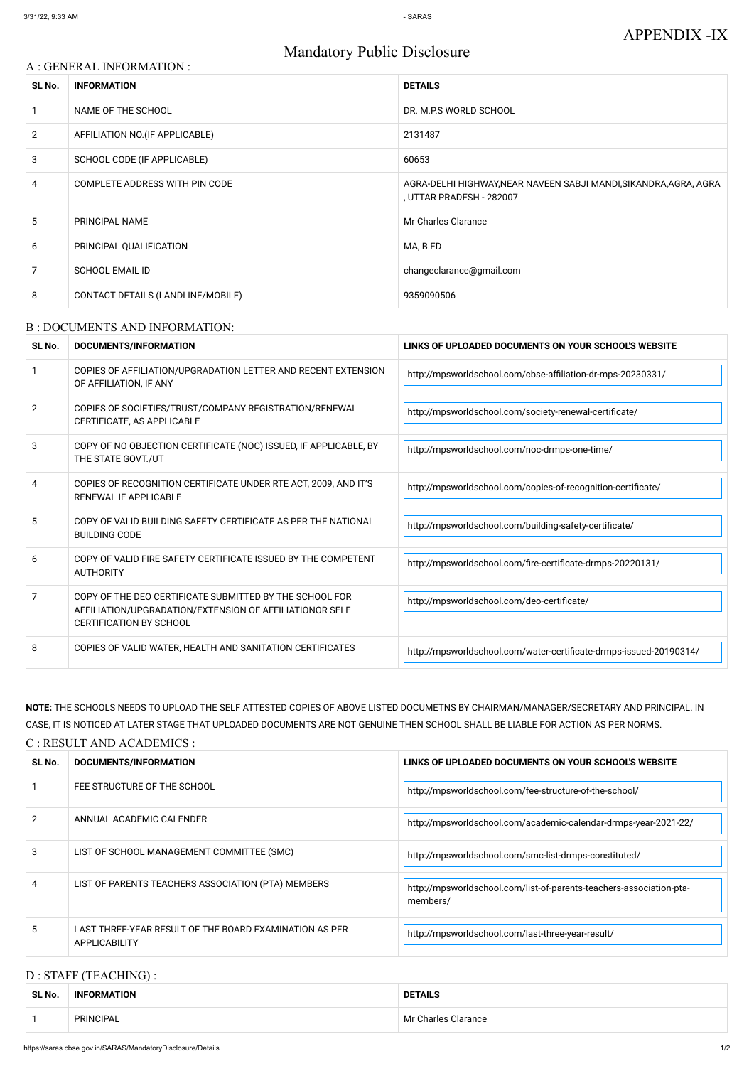APPENDIX -IX

# Mandatory Public Disclosure

## A : GENERAL INFORMATION :

| SL No. | INFORMATION | DETAILS |
|---|---|---|
| 1 | NAME OF THE SCHOOL | DR. M.P.S WORLD SCHOOL |
| 2 | AFFILIATION NO.(IF APPLICABLE) | 2131487 |
| 3 | SCHOOL CODE (IF APPLICABLE) | 60653 |
| 4 | COMPLETE ADDRESS WITH PIN CODE | AGRA-DELHI HIGHWAY,NEAR NAVEEN SABJI MANDI,SIKANDRA,AGRA, AGRA , UTTAR PRADESH - 282007 |
| 5 | PRINCIPAL NAME | Mr Charles Clarance |
| 6 | PRINCIPAL QUALIFICATION | MA, B.ED |
| 7 | SCHOOL EMAIL ID | changeclarance@gmail.com |
| 8 | CONTACT DETAILS (LANDLINE/MOBILE) | 9359090506 |

## B : DOCUMENTS AND INFORMATION:

| SL No. | DOCUMENTS/INFORMATION | LINKS OF UPLOADED DOCUMENTS ON YOUR SCHOOL'S WEBSITE |
|---|---|---|
| 1 | COPIES OF AFFILIATION/UPGRADATION LETTER AND RECENT EXTENSION OF AFFILIATION, IF ANY | http://mpsworldschool.com/cbse-affiliation-dr-mps-20230331/ |
| 2 | COPIES OF SOCIETIES/TRUST/COMPANY REGISTRATION/RENEWAL CERTIFICATE, AS APPLICABLE | http://mpsworldschool.com/society-renewal-certificate/ |
| 3 | COPY OF NO OBJECTION CERTIFICATE (NOC) ISSUED, IF APPLICABLE, BY THE STATE GOVT./UT | http://mpsworldschool.com/noc-drmps-one-time/ |
| 4 | COPIES OF RECOGNITION CERTIFICATE UNDER RTE ACT, 2009, AND IT'S RENEWAL IF APPLICABLE | http://mpsworldschool.com/copies-of-recognition-certificate/ |
| 5 | COPY OF VALID BUILDING SAFETY CERTIFICATE AS PER THE NATIONAL BUILDING CODE | http://mpsworldschool.com/building-safety-certificate/ |
| 6 | COPY OF VALID FIRE SAFETY CERTIFICATE ISSUED BY THE COMPETENT AUTHORITY | http://mpsworldschool.com/fire-certificate-drmps-20220131/ |
| 7 | COPY OF THE DEO CERTIFICATE SUBMITTED BY THE SCHOOL FOR AFFILIATION/UPGRADATION/EXTENSION OF AFFILIATIONOR SELF CERTIFICATION BY SCHOOL | http://mpsworldschool.com/deo-certificate/ |
| 8 | COPIES OF VALID WATER, HEALTH AND SANITATION CERTIFICATES | http://mpsworldschool.com/water-certificate-drmps-issued-20190314/ |

**NOTE:** THE SCHOOLS NEEDS TO UPLOAD THE SELF ATTESTED COPIES OF ABOVE LISTED DOCUMETNS BY CHAIRMAN/MANAGER/SECRETARY AND PRINCIPAL. IN CASE, IT IS NOTICED AT LATER STAGE THAT UPLOADED DOCUMENTS ARE NOT GENUINE THEN SCHOOL SHALL BE LIABLE FOR ACTION AS PER NORMS.

## C : RESULT AND ACADEMICS :

| SL No. | DOCUMENTS/INFORMATION | LINKS OF UPLOADED DOCUMENTS ON YOUR SCHOOL'S WEBSITE |
|---|---|---|
| 1 | FEE STRUCTURE OF THE SCHOOL | http://mpsworldschool.com/fee-structure-of-the-school/ |
| 2 | ANNUAL ACADEMIC CALENDER | http://mpsworldschool.com/academic-calendar-drmps-year-2021-22/ |
| 3 | LIST OF SCHOOL MANAGEMENT COMMITTEE (SMC) | http://mpsworldschool.com/smc-list-drmps-constituted/ |
| 4 | LIST OF PARENTS TEACHERS ASSOCIATION (PTA) MEMBERS | http://mpsworldschool.com/list-of-parents-teachers-association-pta-members/ |
| 5 | LAST THREE-YEAR RESULT OF THE BOARD EXAMINATION AS PER APPLICABILITY | http://mpsworldschool.com/last-three-year-result/ |

## D : STAFF (TEACHING) :

| SL No. | INFORMATION | DETAILS |
|---|---|---|
| 1 | PRINCIPAL | Mr Charles Clarance |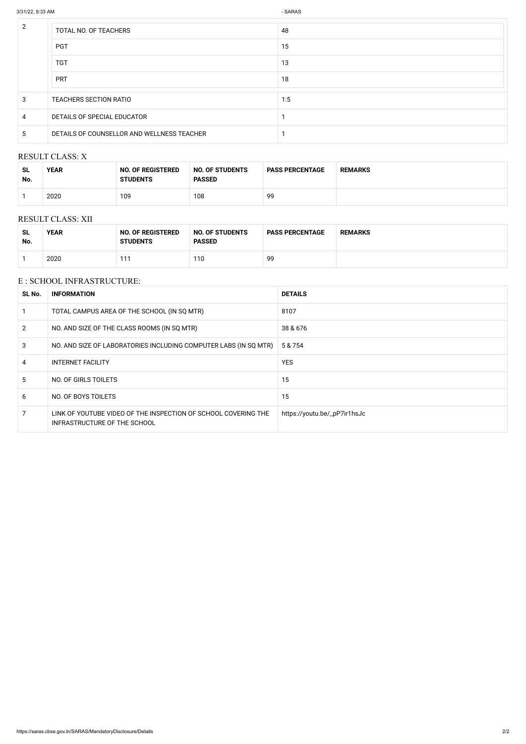| | | |
|---|---|---|
| 2 | TOTAL NO. OF TEACHERS | 48 |
| | PGT | 15 |
| | TGT | 13 |
| | PRT | 18 |
| 3 | TEACHERS SECTION RATIO | 1:5 |
| 4 | DETAILS OF SPECIAL EDUCATOR | 1 |
| 5 | DETAILS OF COUNSELLOR AND WELLNESS TEACHER | 1 |

## RESULT CLASS: X

| SL No. | YEAR | NO. OF REGISTERED STUDENTS | NO. OF STUDENTS PASSED | PASS PERCENTAGE | REMARKS |
|---|---|---|---|---|---|
| 1 | 2020 | 109 | 108 | 99 | |

## RESULT CLASS: XII

| SL No. | YEAR | NO. OF REGISTERED STUDENTS | NO. OF STUDENTS PASSED | PASS PERCENTAGE | REMARKS |
|---|---|---|---|---|---|
| 1 | 2020 | 111 | 110 | 99 | |

## E : SCHOOL INFRASTRUCTURE:

| SL No. | INFORMATION | DETAILS |
|---|---|---|
| 1 | TOTAL CAMPUS AREA OF THE SCHOOL (IN SQ MTR) | 8107 |
| 2 | NO. AND SIZE OF THE CLASS ROOMS (IN SQ MTR) | 38 & 676 |
| 3 | NO. AND SIZE OF LABORATORIES INCLUDING COMPUTER LABS (IN SQ MTR) | 5 & 754 |
| 4 | INTERNET FACILITY | YES |
| 5 | NO. OF GIRLS TOILETS | 15 |
| 6 | NO. OF BOYS TOILETS | 15 |
| 7 | LINK OF YOUTUBE VIDEO OF THE INSPECTION OF SCHOOL COVERING THE INFRASTRUCTURE OF THE SCHOOL | https://youtu.be/_pP7ir1hsJc |